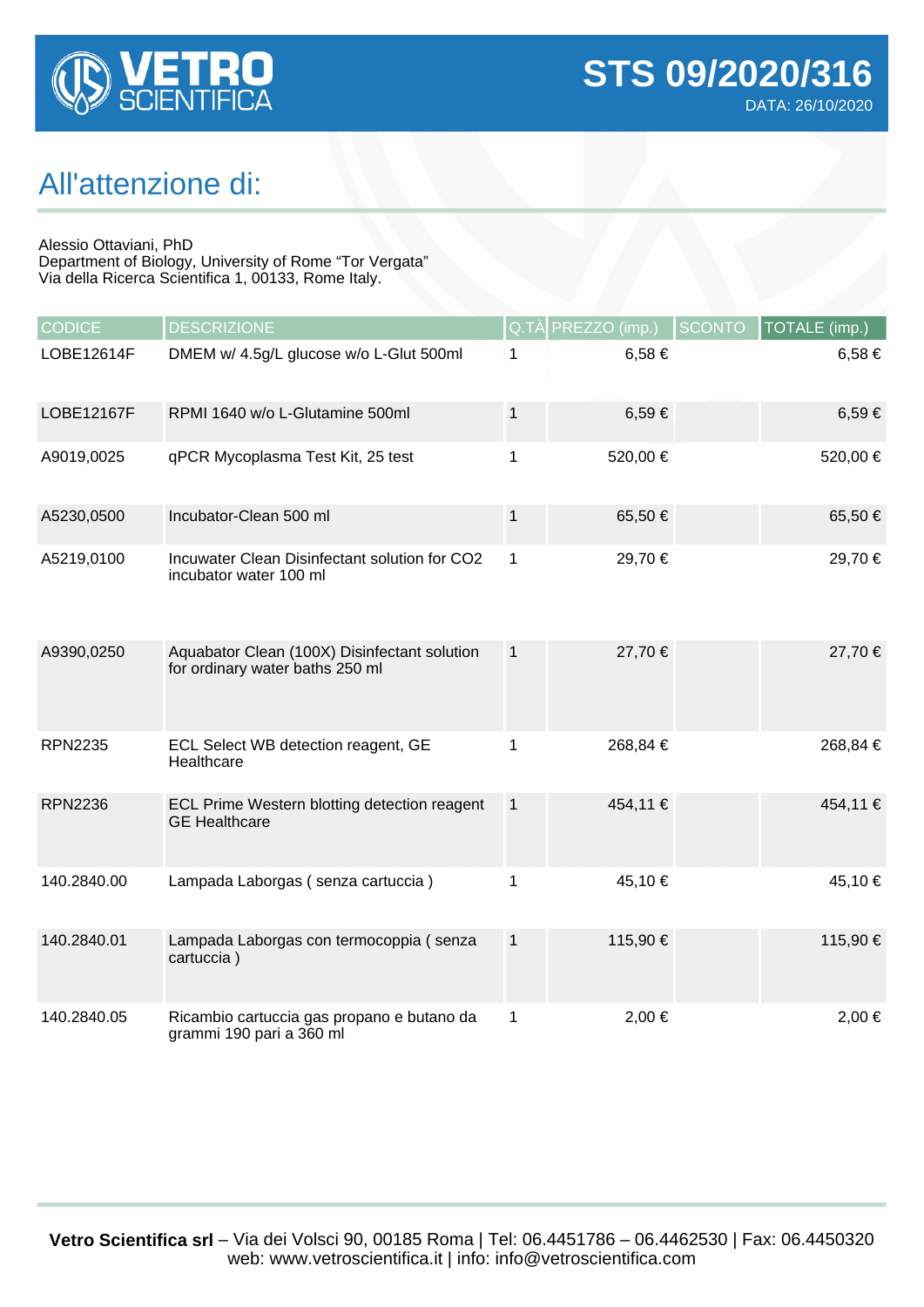# VETRO SCIENTIFICA

## STS 09/2020/316

DATA: 26/10/2020

## All'attenzione di:

Alessio Ottaviani, PhD
Department of Biology, University of Rome "Tor Vergata"
Via della Ricerca Scientifica 1, 00133, Rome Italy.

| CODICE | DESCRIZIONE | Q.TÀ | PREZZO (imp.) | SCONTO | TOTALE (imp.) |
|---|---|---|---|---|---|
| LOBE12614F | DMEM w/ 4.5g/L glucose w/o L-Glut 500ml | 1 | 6,58 € | | 6,58 € |
| LOBE12167F | RPMI 1640 w/o L-Glutamine 500ml | 1 | 6,59 € | | 6,59 € |
| A9019,0025 | qPCR Mycoplasma Test Kit, 25 test | 1 | 520,00 € | | 520,00 € |
| A5230,0500 | Incubator-Clean 500 ml | 1 | 65,50 € | | 65,50 € |
| A5219,0100 | Incuwater Clean Disinfectant solution for CO2 incubator water 100 ml | 1 | 29,70 € | | 29,70 € |
| A9390,0250 | Aquabator Clean (100X) Disinfectant solution for ordinary water baths 250 ml | 1 | 27,70 € | | 27,70 € |
| RPN2235 | ECL Select WB detection reagent, GE Healthcare | 1 | 268,84 € | | 268,84 € |
| RPN2236 | ECL Prime Western blotting detection reagent GE Healthcare | 1 | 454,11 € | | 454,11 € |
| 140.2840.00 | Lampada Laborgas ( senza cartuccia ) | 1 | 45,10 € | | 45,10 € |
| 140.2840.01 | Lampada Laborgas con termocoppia ( senza cartuccia ) | 1 | 115,90 € | | 115,90 € |
| 140.2840.05 | Ricambio cartuccia gas propano e butano da grammi 190 pari a 360 ml | 1 | 2,00 € | | 2,00 € |

**Vetro Scientifica srl** – Via dei Volsci 90, 00185 Roma | Tel: 06.4451786 – 06.4462530 | Fax: 06.4450320
web: www.vetroscientifica.it | info: info@vetroscientifica.com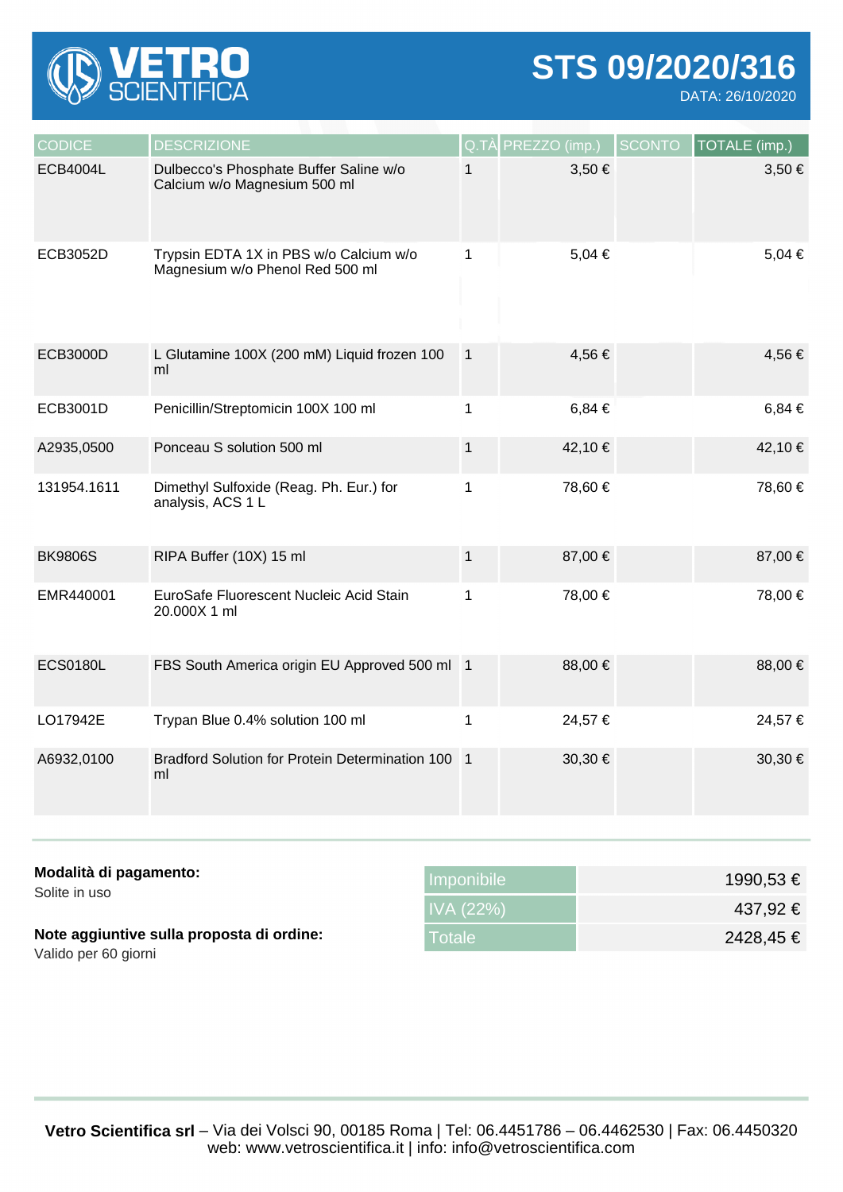# VETRO SCIENTIFICA

## STS 09/2020/316

DATA: 26/10/2020

| CODICE | DESCRIZIONE | Q.TÀ | PREZZO (imp.) | SCONTO | TOTALE (imp.) |
|---|---|---|---|---|---|
| ECB4004L | Dulbecco's Phosphate Buffer Saline w/o Calcium w/o Magnesium 500 ml | 1 | 3,50 € | | 3,50 € |
| ECB3052D | Trypsin EDTA 1X in PBS w/o Calcium w/o Magnesium w/o Phenol Red 500 ml | 1 | 5,04 € | | 5,04 € |
| ECB3000D | L Glutamine 100X (200 mM) Liquid frozen 100 ml | 1 | 4,56 € | | 4,56 € |
| ECB3001D | Penicillin/Streptomicin 100X 100 ml | 1 | 6,84 € | | 6,84 € |
| A2935,0500 | Ponceau S solution 500 ml | 1 | 42,10 € | | 42,10 € |
| 131954.1611 | Dimethyl Sulfoxide (Reag. Ph. Eur.) for analysis, ACS 1 L | 1 | 78,60 € | | 78,60 € |
| BK9806S | RIPA Buffer (10X) 15 ml | 1 | 87,00 € | | 87,00 € |
| EMR440001 | EuroSafe Fluorescent Nucleic Acid Stain 20.000X 1 ml | 1 | 78,00 € | | 78,00 € |
| ECS0180L | FBS South America origin EU Approved 500 ml | 1 | 88,00 € | | 88,00 € |
| LO17942E | Trypan Blue 0.4% solution 100 ml | 1 | 24,57 € | | 24,57 € |
| A6932,0100 | Bradford Solution for Protein Determination 100 ml | 1 | 30,30 € | | 30,30 € |

**Modalità di pagamento:**
Solite in uso

**Note aggiuntive sulla proposta di ordine:**
Valido per 60 giorni

| | |
|---|---|
| Imponibile | 1990,53 € |
| IVA (22%) | 437,92 € |
| Totale | 2428,45 € |

**Vetro Scientifica srl** – Via dei Volsci 90, 00185 Roma | Tel: 06.4451786 – 06.4462530 | Fax: 06.4450320
web: www.vetroscientifica.it | info: info@vetroscientifica.com